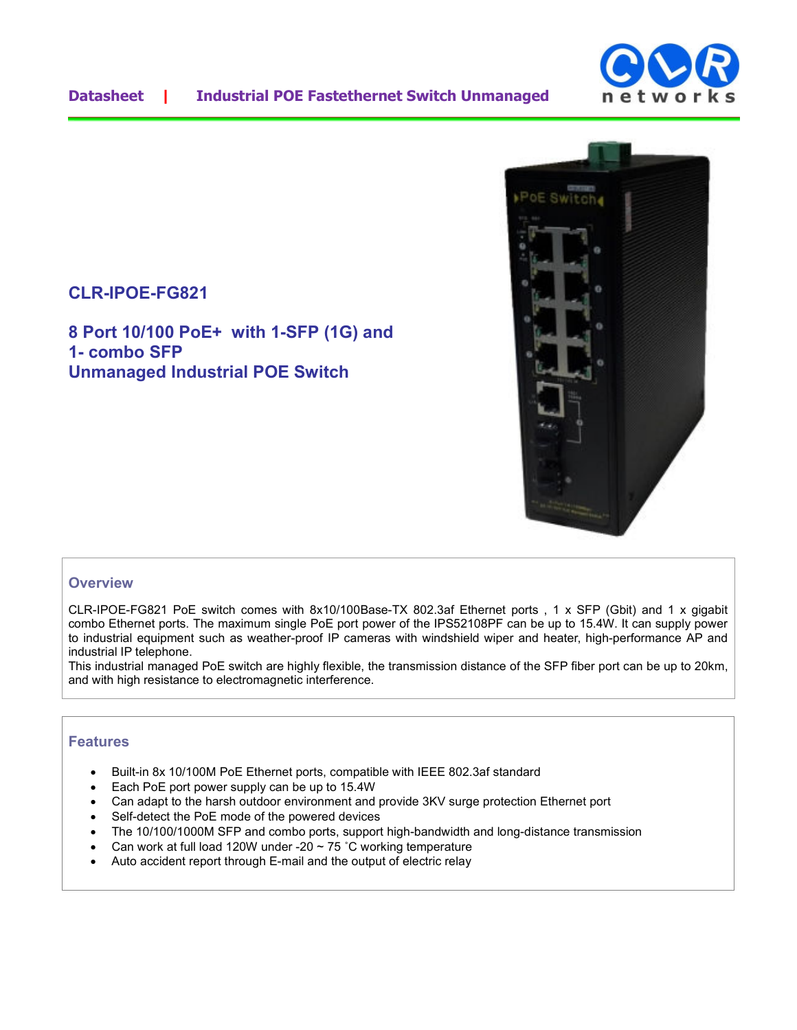Datasheet | Industrial POE Fastethernet Switch Unmanaged

# CLR-IPOE-FG821

## 8 Port 10/100 PoE+ with 1-SFP (1G) and 1- combo SFP Unmanaged Industrial POE Switch

## Overview

CLR-IPOE-FG821 PoE switch comes with 8x10/100Base-TX 802.3af Ethernet ports , 1 x SFP (Gbit) and 1 x gigabit combo Ethernet ports. The maximum single PoE port power of the IPS52108PF can be up to 15.4W. It can supply power to industrial equipment such as weather-proof IP cameras with windshield wiper and heater, high-performance AP and industrial IP telephone.
This industrial managed PoE switch are highly flexible, the transmission distance of the SFP fiber port can be up to 20km, and with high resistance to electromagnetic interference.

## Features

- Built-in 8x 10/100M PoE Ethernet ports, compatible with IEEE 802.3af standard
- Each PoE port power supply can be up to 15.4W
- Can adapt to the harsh outdoor environment and provide 3KV surge protection Ethernet port
- Self-detect the PoE mode of the powered devices
- The 10/100/1000M SFP and combo ports, support high-bandwidth and long-distance transmission
- Can work at full load 120W under -20 ~ 75 ˚C working temperature
- Auto accident report through E-mail and the output of electric relay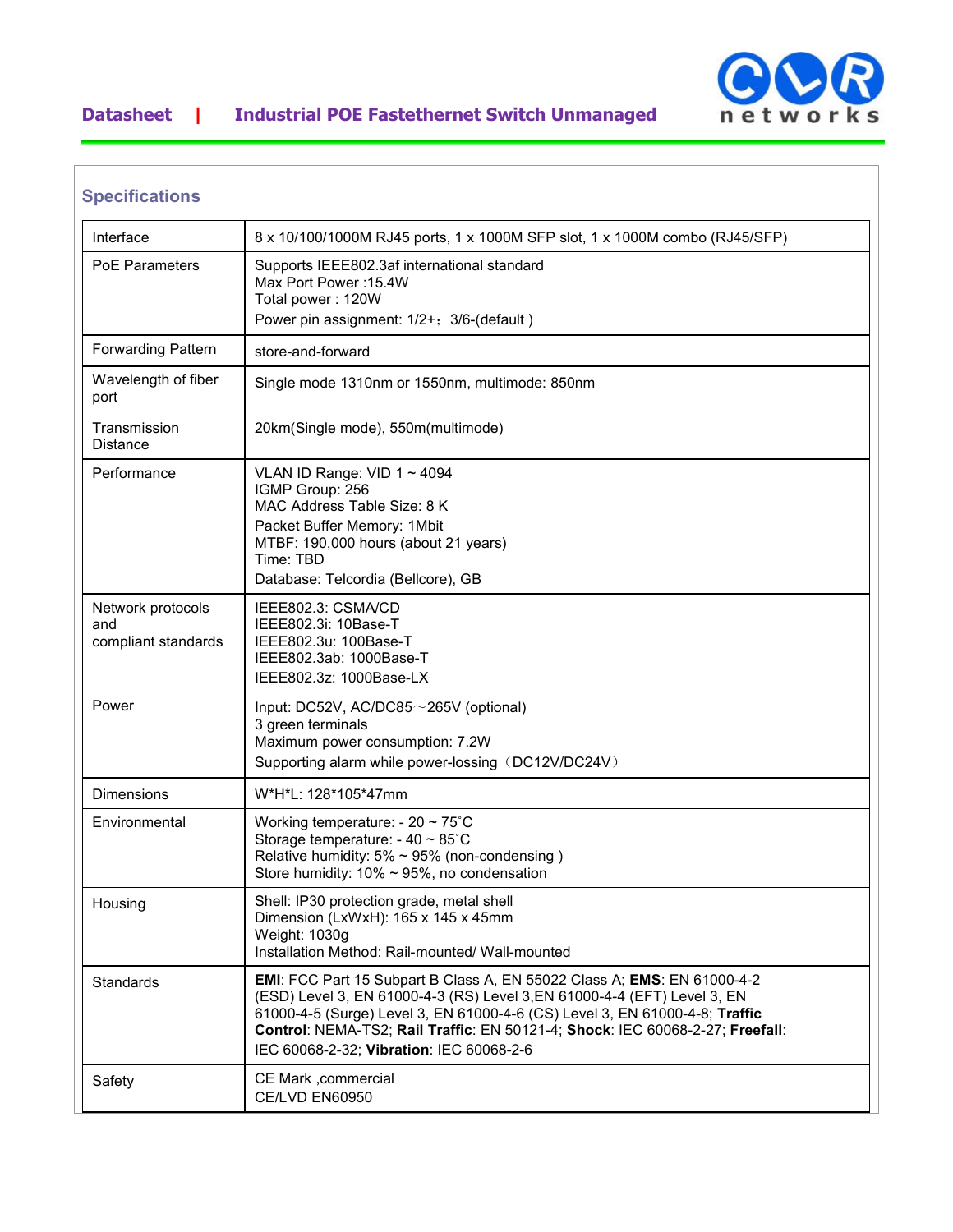## Specifications

| | |
|---|---|
| Interface | 8 x 10/100/1000M RJ45 ports, 1 x 1000M SFP slot, 1 x 1000M combo (RJ45/SFP) |
| PoE Parameters | Supports IEEE802.3af international standard<br>Max Port Power :15.4W<br>Total power : 120W<br>Power pin assignment: 1/2+；3/6-(default ) |
| Forwarding Pattern | store-and-forward |
| Wavelength of fiber port | Single mode 1310nm or 1550nm, multimode: 850nm |
| Transmission Distance | 20km(Single mode), 550m(multimode) |
| Performance | VLAN ID Range: VID 1 ~ 4094<br>IGMP Group: 256<br>MAC Address Table Size: 8 K<br>Packet Buffer Memory: 1Mbit<br>MTBF: 190,000 hours (about 21 years)<br>Time: TBD<br>Database: Telcordia (Bellcore), GB |
| Network protocols and compliant standards | IEEE802.3: CSMA/CD<br>IEEE802.3i: 10Base-T<br>IEEE802.3u: 100Base-T<br>IEEE802.3ab: 1000Base-T<br>IEEE802.3z: 1000Base-LX |
| Power | Input: DC52V, AC/DC85～265V (optional)<br>3 green terminals<br>Maximum power consumption: 7.2W<br>Supporting alarm while power-lossing（DC12V/DC24V） |
| Dimensions | W*H*L: 128*105*47mm |
| Environmental | Working temperature: - 20 ~ 75˚C<br>Storage temperature: - 40 ~ 85˚C<br>Relative humidity: 5% ~ 95% (non-condensing )<br>Store humidity: 10% ~ 95%, no condensation |
| Housing | Shell: IP30 protection grade, metal shell<br>Dimension (LxWxH): 165 x 145 x 45mm<br>Weight: 1030g<br>Installation Method: Rail-mounted/ Wall-mounted |
| Standards | **EMI**: FCC Part 15 Subpart B Class A, EN 55022 Class A; **EMS**: EN 61000-4-2 (ESD) Level 3, EN 61000-4-3 (RS) Level 3,EN 61000-4-4 (EFT) Level 3, EN 61000-4-5 (Surge) Level 3, EN 61000-4-6 (CS) Level 3, EN 61000-4-8; **Traffic Control**: NEMA-TS2; **Rail Traffic**: EN 50121-4; **Shock**: IEC 60068-2-27; **Freefall**: IEC 60068-2-32; **Vibration**: IEC 60068-2-6 |
| Safety | CE Mark ,commercial<br>CE/LVD EN60950 |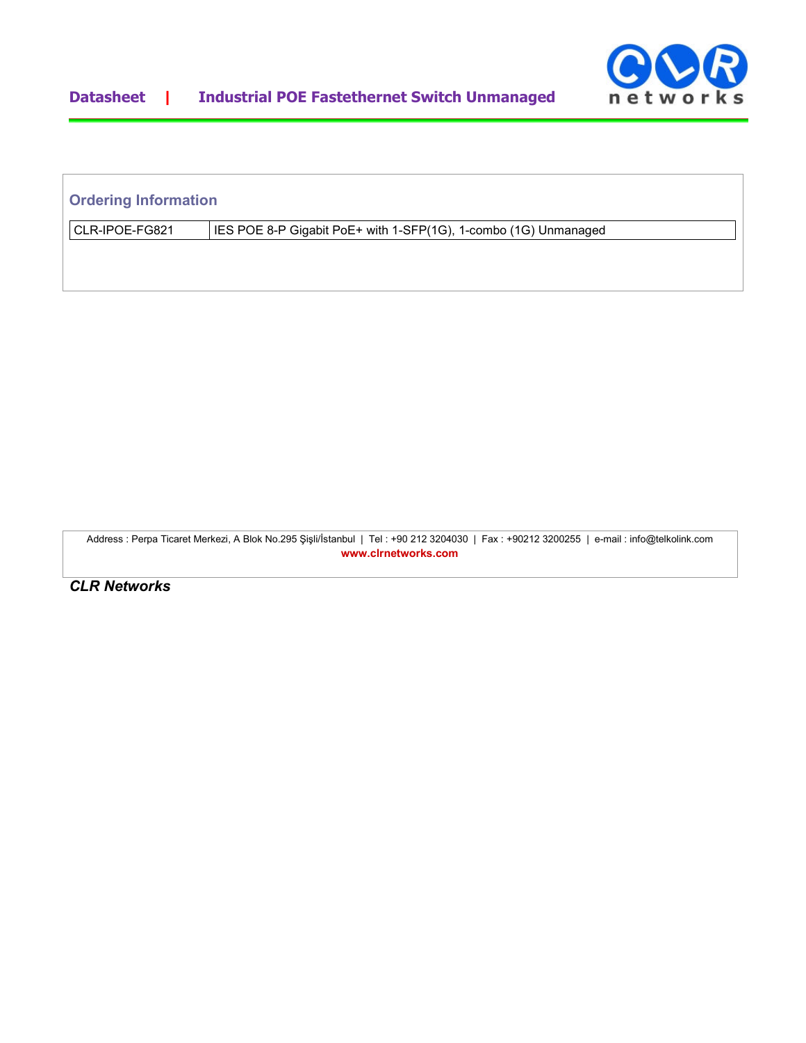## Ordering Information

| | |
|---|---|
| CLR-IPOE-FG821 | IES POE 8-P Gigabit PoE+ with 1-SFP(1G), 1-combo (1G) Unmanaged |

Address : Perpa Ticaret Merkezi, A Blok No.295 Şişli/İstanbul | Tel : +90 212 3204030 | Fax : +90212 3200255 | e-mail : info@telkolink.com
**www.clrnetworks.com**

***CLR Networks***